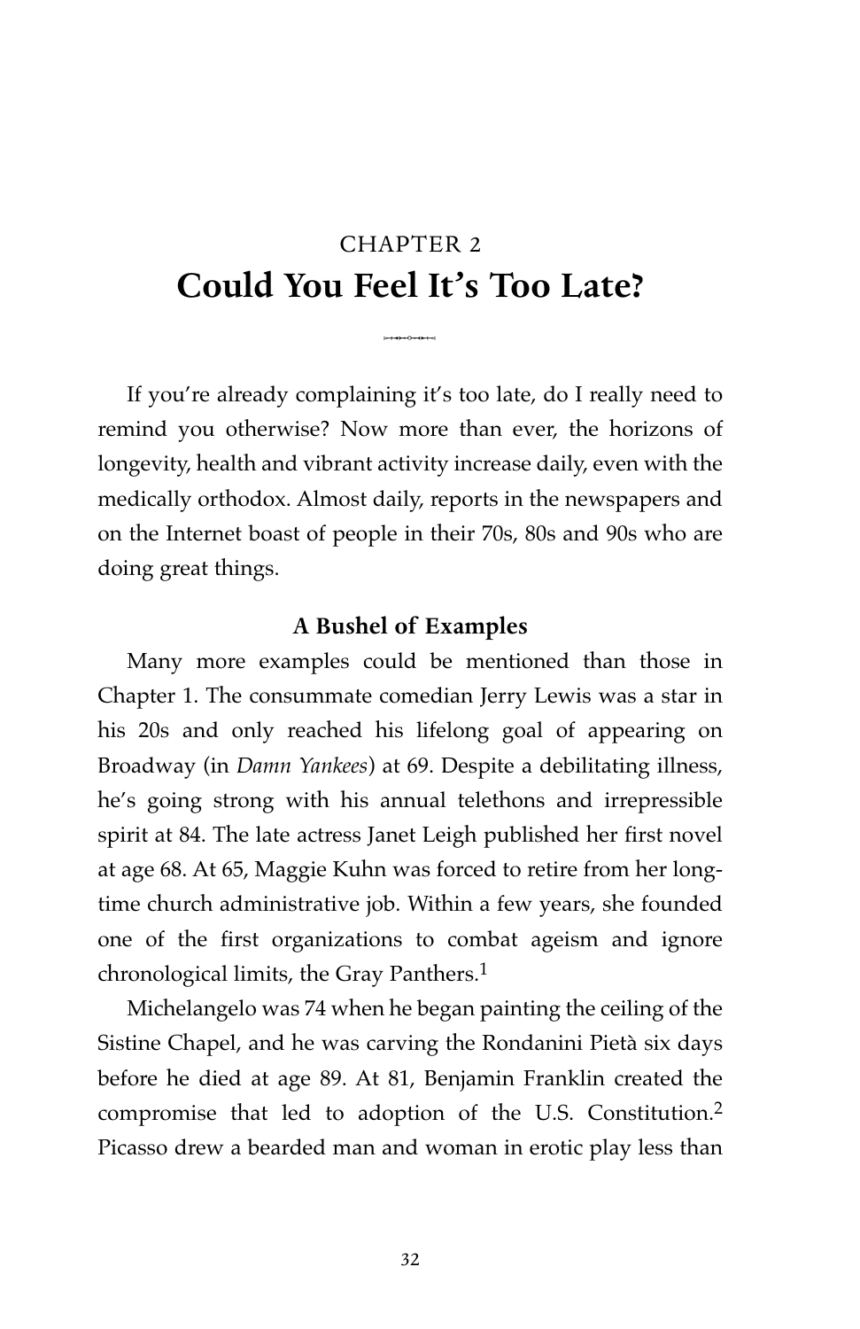# CHAPTER 2
# Could You Feel It's Too Late?

If you're already complaining it's too late, do I really need to remind you otherwise? Now more than ever, the horizons of longevity, health and vibrant activity increase daily, even with the medically orthodox. Almost daily, reports in the newspapers and on the Internet boast of people in their 70s, 80s and 90s who are doing great things.

### A Bushel of Examples

Many more examples could be mentioned than those in Chapter 1. The consummate comedian Jerry Lewis was a star in his 20s and only reached his lifelong goal of appearing on Broadway (in *Damn Yankees*) at 69. Despite a debilitating illness, he's going strong with his annual telethons and irrepressible spirit at 84. The late actress Janet Leigh published her first novel at age 68. At 65, Maggie Kuhn was forced to retire from her long-time church administrative job. Within a few years, she founded one of the first organizations to combat ageism and ignore chronological limits, the Gray Panthers.[1]

Michelangelo was 74 when he began painting the ceiling of the Sistine Chapel, and he was carving the Rondanini Pietà six days before he died at age 89. At 81, Benjamin Franklin created the compromise that led to adoption of the U.S. Constitution.[2] Picasso drew a bearded man and woman in erotic play less than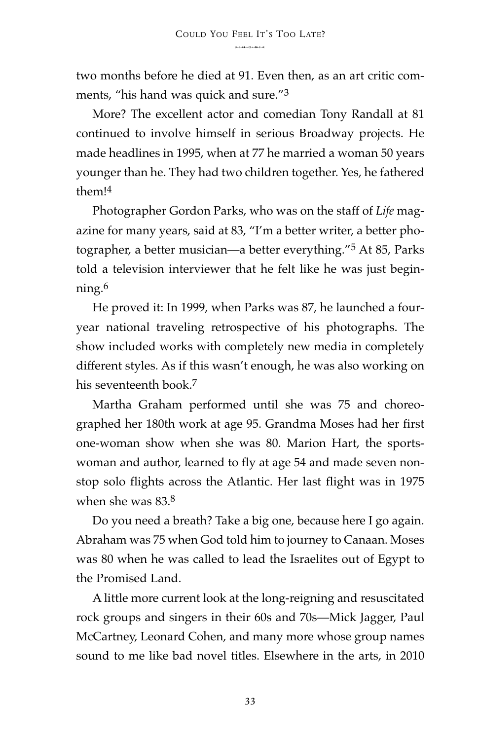two months before he died at 91. Even then, as an art critic comments, "his hand was quick and sure."[3]

More? The excellent actor and comedian Tony Randall at 81 continued to involve himself in serious Broadway projects. He made headlines in 1995, when at 77 he married a woman 50 years younger than he. They had two children together. Yes, he fathered them![4]

Photographer Gordon Parks, who was on the staff of *Life* magazine for many years, said at 83, "I'm a better writer, a better photographer, a better musician—a better everything."[5] At 85, Parks told a television interviewer that he felt like he was just beginning.[6]

He proved it: In 1999, when Parks was 87, he launched a four-year national traveling retrospective of his photographs. The show included works with completely new media in completely different styles. As if this wasn't enough, he was also working on his seventeenth book.[7]

Martha Graham performed until she was 75 and choreographed her 180th work at age 95. Grandma Moses had her first one-woman show when she was 80. Marion Hart, the sportswoman and author, learned to fly at age 54 and made seven nonstop solo flights across the Atlantic. Her last flight was in 1975 when she was 83.[8]

Do you need a breath? Take a big one, because here I go again. Abraham was 75 when God told him to journey to Canaan. Moses was 80 when he was called to lead the Israelites out of Egypt to the Promised Land.

A little more current look at the long-reigning and resuscitated rock groups and singers in their 60s and 70s—Mick Jagger, Paul McCartney, Leonard Cohen, and many more whose group names sound to me like bad novel titles. Elsewhere in the arts, in 2010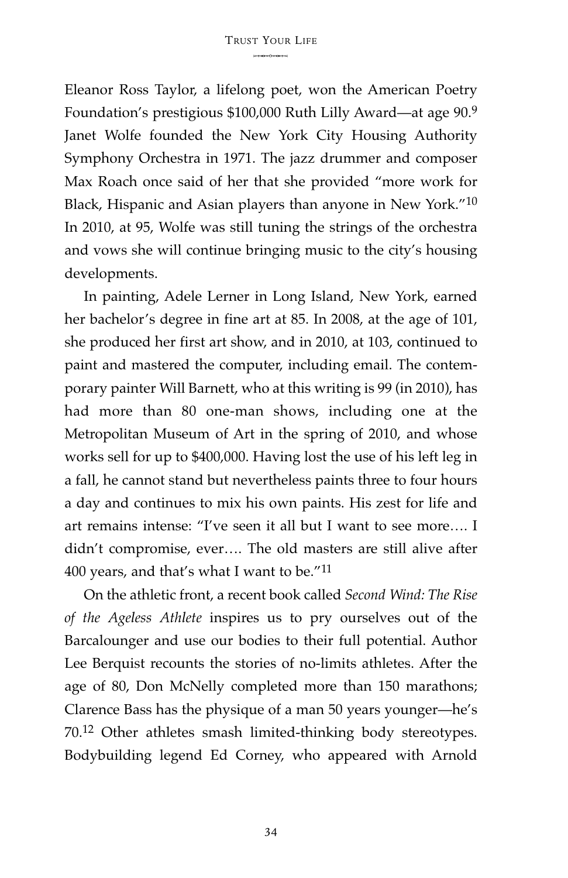Eleanor Ross Taylor, a lifelong poet, won the American Poetry Foundation's prestigious $100,000 Ruth Lilly Award—at age 90.[9] Janet Wolfe founded the New York City Housing Authority Symphony Orchestra in 1971. The jazz drummer and composer Max Roach once said of her that she provided "more work for Black, Hispanic and Asian players than anyone in New York."[10] In 2010, at 95, Wolfe was still tuning the strings of the orchestra and vows she will continue bringing music to the city's housing developments.

In painting, Adele Lerner in Long Island, New York, earned her bachelor's degree in fine art at 85. In 2008, at the age of 101, she produced her first art show, and in 2010, at 103, continued to paint and mastered the computer, including email. The contemporary painter Will Barnett, who at this writing is 99 (in 2010), has had more than 80 one-man shows, including one at the Metropolitan Museum of Art in the spring of 2010, and whose works sell for up to $400,000. Having lost the use of his left leg in a fall, he cannot stand but nevertheless paints three to four hours a day and continues to mix his own paints. His zest for life and art remains intense: "I've seen it all but I want to see more…. I didn't compromise, ever…. The old masters are still alive after 400 years, and that's what I want to be."[11]

On the athletic front, a recent book called *Second Wind: The Rise of the Ageless Athlete* inspires us to pry ourselves out of the Barcalounger and use our bodies to their full potential. Author Lee Berquist recounts the stories of no-limits athletes. After the age of 80, Don McNelly completed more than 150 marathons; Clarence Bass has the physique of a man 50 years younger—he's 70.[12] Other athletes smash limited-thinking body stereotypes. Bodybuilding legend Ed Corney, who appeared with Arnold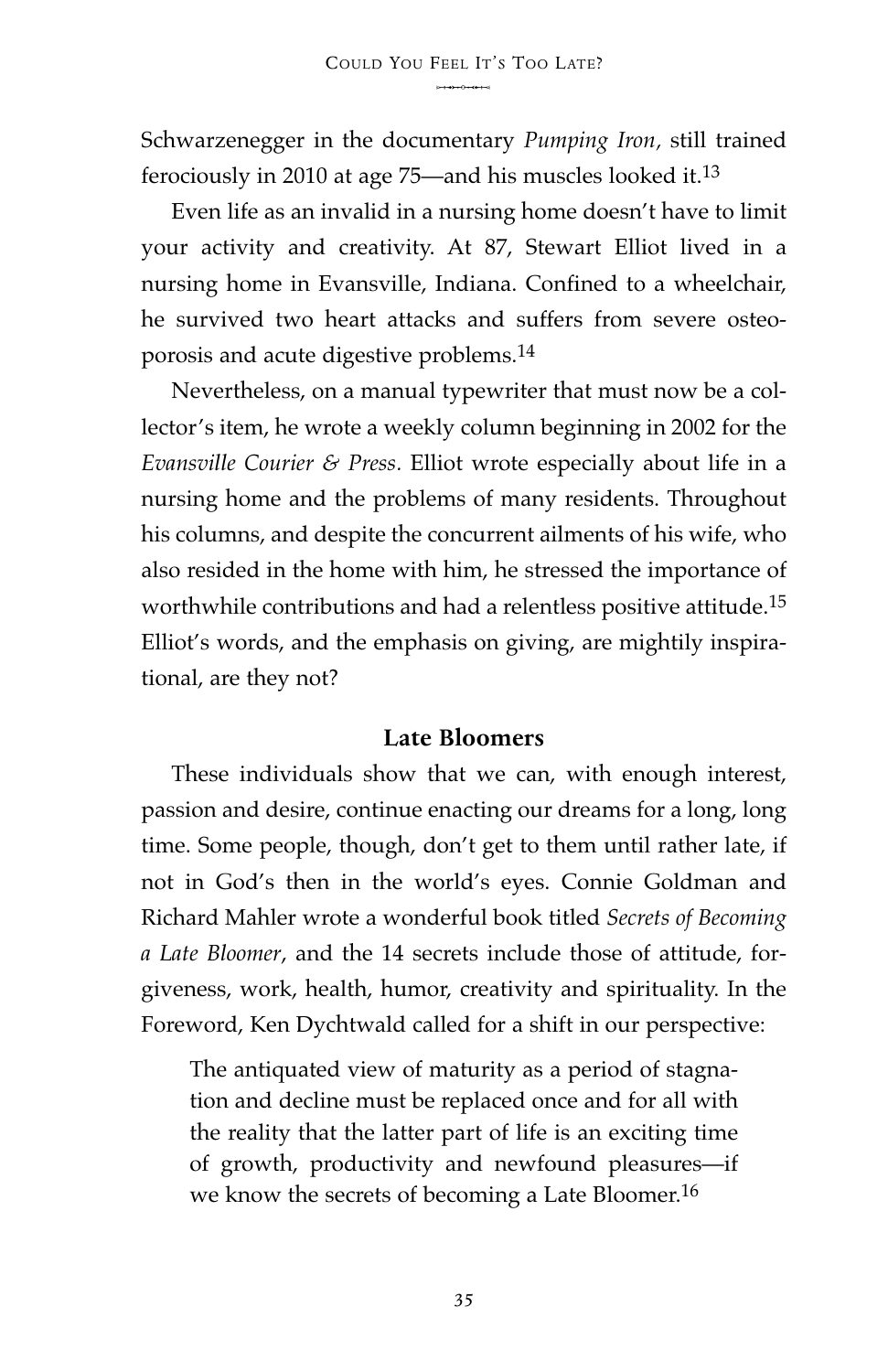Schwarzenegger in the documentary *Pumping Iron,* still trained ferociously in 2010 at age 75—and his muscles looked it.[13]

Even life as an invalid in a nursing home doesn't have to limit your activity and creativity. At 87, Stewart Elliot lived in a nursing home in Evansville, Indiana. Confined to a wheelchair, he survived two heart attacks and suffers from severe osteoporosis and acute digestive problems.[14]

Nevertheless, on a manual typewriter that must now be a collector's item, he wrote a weekly column beginning in 2002 for the *Evansville Courier & Press*. Elliot wrote especially about life in a nursing home and the problems of many residents. Throughout his columns, and despite the concurrent ailments of his wife, who also resided in the home with him, he stressed the importance of worthwhile contributions and had a relentless positive attitude.[15] Elliot's words, and the emphasis on giving, are mightily inspirational, are they not?

## Late Bloomers

These individuals show that we can, with enough interest, passion and desire, continue enacting our dreams for a long, long time. Some people, though, don't get to them until rather late, if not in God's then in the world's eyes. Connie Goldman and Richard Mahler wrote a wonderful book titled *Secrets of Becoming a Late Bloomer*, and the 14 secrets include those of attitude, forgiveness, work, health, humor, creativity and spirituality. In the Foreword, Ken Dychtwald called for a shift in our perspective:

> The antiquated view of maturity as a period of stagnation and decline must be replaced once and for all with the reality that the latter part of life is an exciting time of growth, productivity and newfound pleasures—if we know the secrets of becoming a Late Bloomer.[16]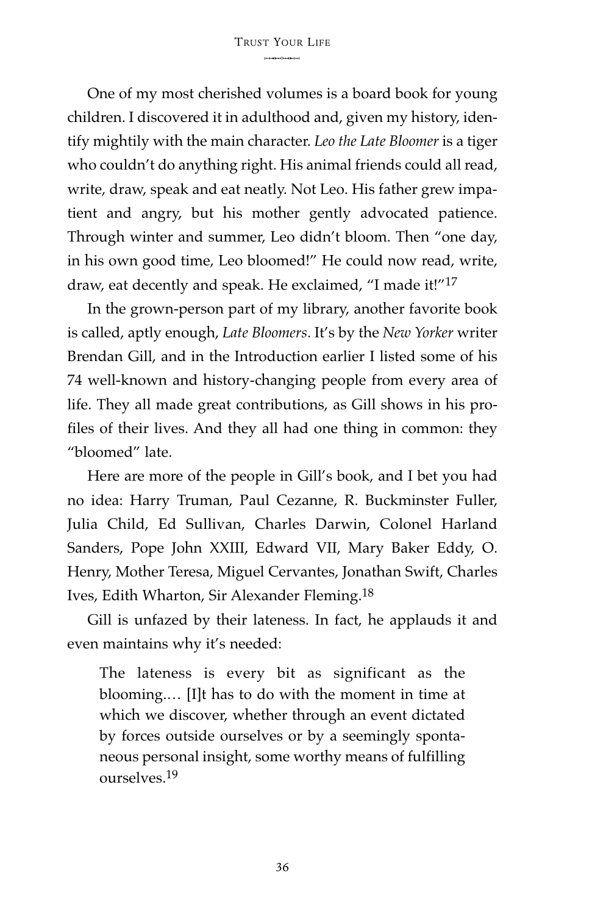One of my most cherished volumes is a board book for young children. I discovered it in adulthood and, given my history, identify mightily with the main character. *Leo the Late Bloomer* is a tiger who couldn't do anything right. His animal friends could all read, write, draw, speak and eat neatly. Not Leo. His father grew impatient and angry, but his mother gently advocated patience. Through winter and summer, Leo didn't bloom. Then "one day, in his own good time, Leo bloomed!" He could now read, write, draw, eat decently and speak. He exclaimed, "I made it!"[17]

In the grown-person part of my library, another favorite book is called, aptly enough, *Late Bloomers*. It's by the *New Yorker* writer Brendan Gill, and in the Introduction earlier I listed some of his 74 well-known and history-changing people from every area of life. They all made great contributions, as Gill shows in his profiles of their lives. And they all had one thing in common: they "bloomed" late.

Here are more of the people in Gill's book, and I bet you had no idea: Harry Truman, Paul Cezanne, R. Buckminster Fuller, Julia Child, Ed Sullivan, Charles Darwin, Colonel Harland Sanders, Pope John XXIII, Edward VII, Mary Baker Eddy, O. Henry, Mother Teresa, Miguel Cervantes, Jonathan Swift, Charles Ives, Edith Wharton, Sir Alexander Fleming.[18]

Gill is unfazed by their lateness. In fact, he applauds it and even maintains why it's needed:

> The lateness is every bit as significant as the blooming.… [I]t has to do with the moment in time at which we discover, whether through an event dictated by forces outside ourselves or by a seemingly spontaneous personal insight, some worthy means of fulfilling ourselves.[19]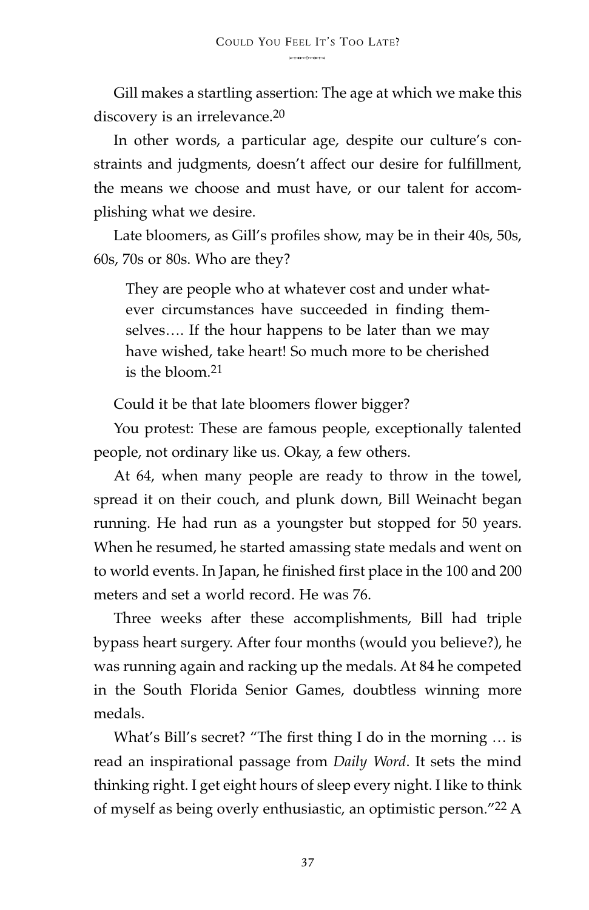Gill makes a startling assertion: The age at which we make this discovery is an irrelevance.[20]

In other words, a particular age, despite our culture's constraints and judgments, doesn't affect our desire for fulfillment, the means we choose and must have, or our talent for accomplishing what we desire.

Late bloomers, as Gill's profiles show, may be in their 40s, 50s, 60s, 70s or 80s. Who are they?

> They are people who at whatever cost and under whatever circumstances have succeeded in finding themselves…. If the hour happens to be later than we may have wished, take heart! So much more to be cherished is the bloom.[21]

Could it be that late bloomers flower bigger?

You protest: These are famous people, exceptionally talented people, not ordinary like us. Okay, a few others.

At 64, when many people are ready to throw in the towel, spread it on their couch, and plunk down, Bill Weinacht began running. He had run as a youngster but stopped for 50 years. When he resumed, he started amassing state medals and went on to world events. In Japan, he finished first place in the 100 and 200 meters and set a world record. He was 76.

Three weeks after these accomplishments, Bill had triple bypass heart surgery. After four months (would you believe?), he was running again and racking up the medals. At 84 he competed in the South Florida Senior Games, doubtless winning more medals.

What's Bill's secret? "The first thing I do in the morning … is read an inspirational passage from *Daily Word*. It sets the mind thinking right. I get eight hours of sleep every night. I like to think of myself as being overly enthusiastic, an optimistic person."[22] A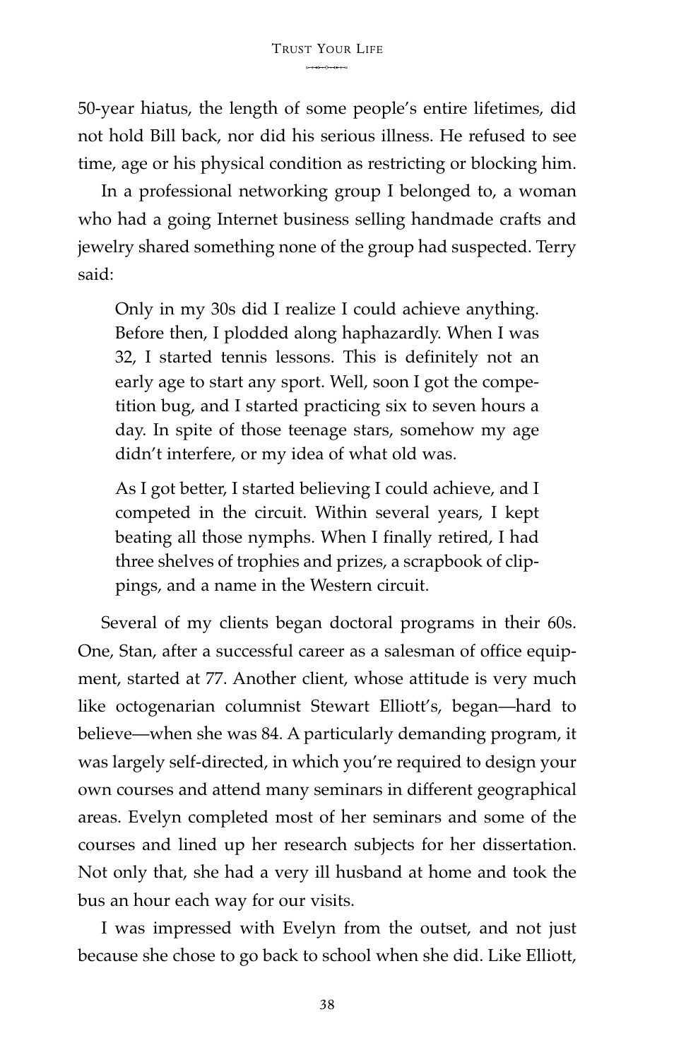50-year hiatus, the length of some people's entire lifetimes, did not hold Bill back, nor did his serious illness. He refused to see time, age or his physical condition as restricting or blocking him.

In a professional networking group I belonged to, a woman who had a going Internet business selling handmade crafts and jewelry shared something none of the group had suspected. Terry said:

> Only in my 30s did I realize I could achieve anything. Before then, I plodded along haphazardly. When I was 32, I started tennis lessons. This is definitely not an early age to start any sport. Well, soon I got the competition bug, and I started practicing six to seven hours a day. In spite of those teenage stars, somehow my age didn't interfere, or my idea of what old was.
>
> As I got better, I started believing I could achieve, and I competed in the circuit. Within several years, I kept beating all those nymphs. When I finally retired, I had three shelves of trophies and prizes, a scrapbook of clippings, and a name in the Western circuit.

Several of my clients began doctoral programs in their 60s. One, Stan, after a successful career as a salesman of office equipment, started at 77. Another client, whose attitude is very much like octogenarian columnist Stewart Elliott's, began—hard to believe—when she was 84. A particularly demanding program, it was largely self-directed, in which you're required to design your own courses and attend many seminars in different geographical areas. Evelyn completed most of her seminars and some of the courses and lined up her research subjects for her dissertation. Not only that, she had a very ill husband at home and took the bus an hour each way for our visits.

I was impressed with Evelyn from the outset, and not just because she chose to go back to school when she did. Like Elliott,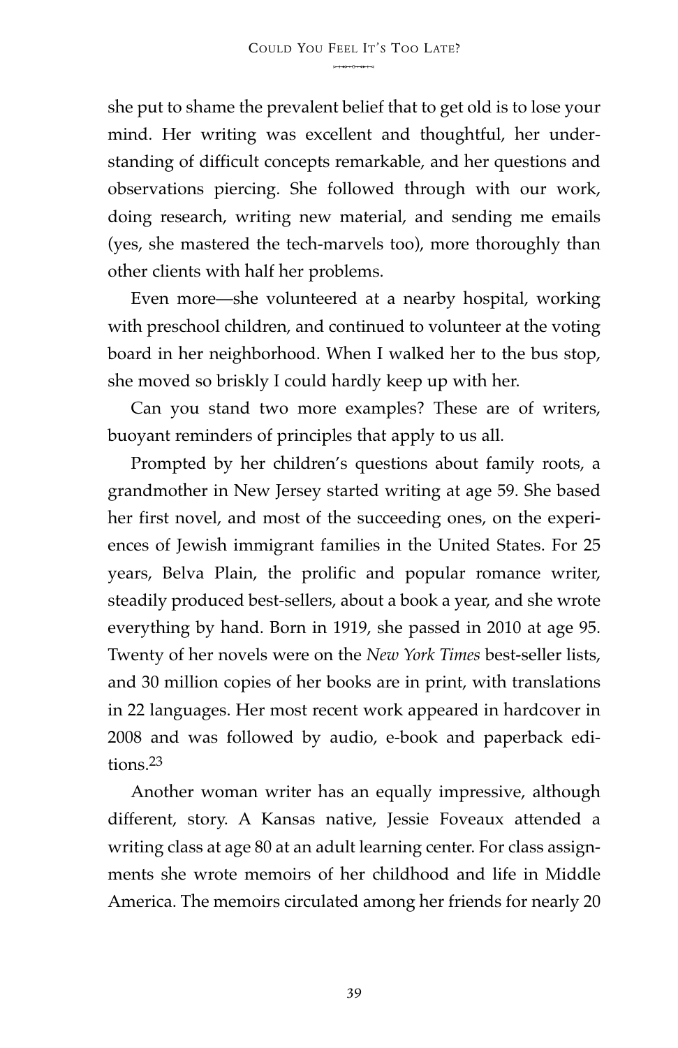she put to shame the prevalent belief that to get old is to lose your mind. Her writing was excellent and thoughtful, her understanding of difficult concepts remarkable, and her questions and observations piercing. She followed through with our work, doing research, writing new material, and sending me emails (yes, she mastered the tech-marvels too), more thoroughly than other clients with half her problems.

Even more—she volunteered at a nearby hospital, working with preschool children, and continued to volunteer at the voting board in her neighborhood. When I walked her to the bus stop, she moved so briskly I could hardly keep up with her.

Can you stand two more examples? These are of writers, buoyant reminders of principles that apply to us all.

Prompted by her children's questions about family roots, a grandmother in New Jersey started writing at age 59. She based her first novel, and most of the succeeding ones, on the experiences of Jewish immigrant families in the United States. For 25 years, Belva Plain, the prolific and popular romance writer, steadily produced best-sellers, about a book a year, and she wrote everything by hand. Born in 1919, she passed in 2010 at age 95. Twenty of her novels were on the *New York Times* best-seller lists, and 30 million copies of her books are in print, with translations in 22 languages. Her most recent work appeared in hardcover in 2008 and was followed by audio, e-book and paperback editions.[23]

Another woman writer has an equally impressive, although different, story. A Kansas native, Jessie Foveaux attended a writing class at age 80 at an adult learning center. For class assignments she wrote memoirs of her childhood and life in Middle America. The memoirs circulated among her friends for nearly 20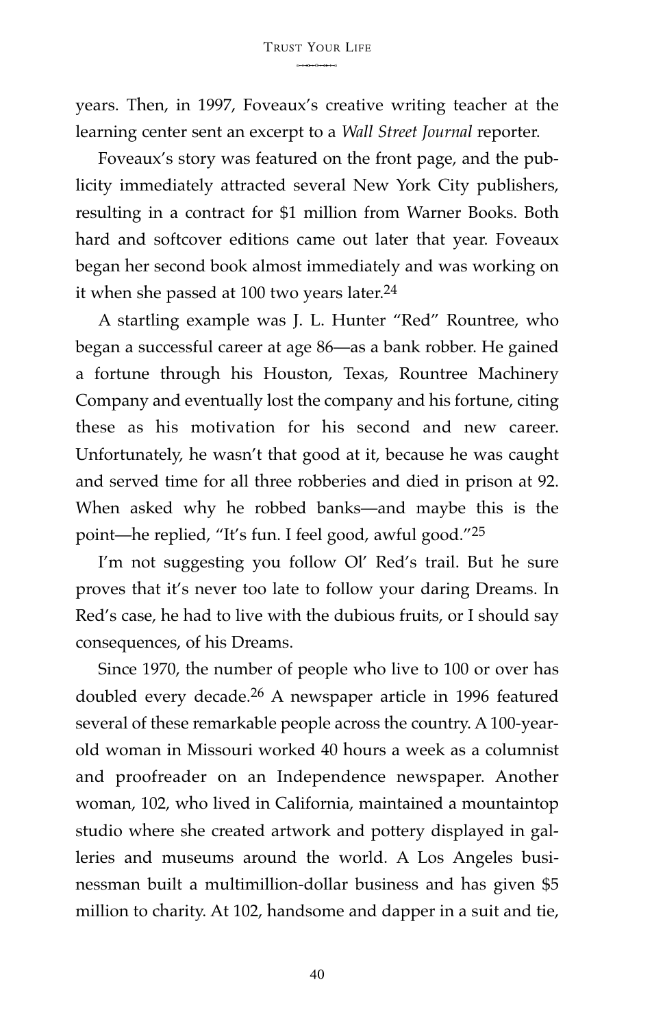years. Then, in 1997, Foveaux's creative writing teacher at the learning center sent an excerpt to a *Wall Street Journal* reporter.

Foveaux's story was featured on the front page, and the publicity immediately attracted several New York City publishers, resulting in a contract for $1 million from Warner Books. Both hard and softcover editions came out later that year. Foveaux began her second book almost immediately and was working on it when she passed at 100 two years later.[24]

A startling example was J. L. Hunter "Red" Rountree, who began a successful career at age 86—as a bank robber. He gained a fortune through his Houston, Texas, Rountree Machinery Company and eventually lost the company and his fortune, citing these as his motivation for his second and new career. Unfortunately, he wasn't that good at it, because he was caught and served time for all three robberies and died in prison at 92. When asked why he robbed banks—and maybe this is the point—he replied, "It's fun. I feel good, awful good."[25]

I'm not suggesting you follow Ol' Red's trail. But he sure proves that it's never too late to follow your daring Dreams. In Red's case, he had to live with the dubious fruits, or I should say consequences, of his Dreams.

Since 1970, the number of people who live to 100 or over has doubled every decade.[26] A newspaper article in 1996 featured several of these remarkable people across the country. A 100-year-old woman in Missouri worked 40 hours a week as a columnist and proofreader on an Independence newspaper. Another woman, 102, who lived in California, maintained a mountaintop studio where she created artwork and pottery displayed in galleries and museums around the world. A Los Angeles businessman built a multimillion-dollar business and has given $5 million to charity. At 102, handsome and dapper in a suit and tie,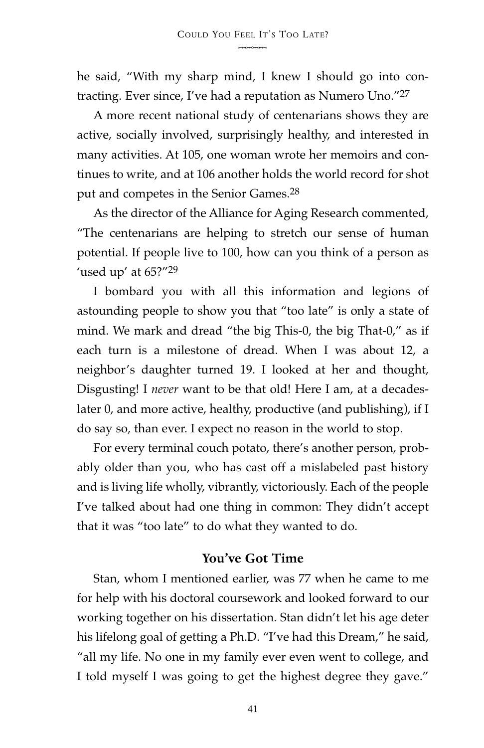he said, "With my sharp mind, I knew I should go into contracting. Ever since, I've had a reputation as Numero Uno."[27]

A more recent national study of centenarians shows they are active, socially involved, surprisingly healthy, and interested in many activities. At 105, one woman wrote her memoirs and continues to write, and at 106 another holds the world record for shot put and competes in the Senior Games.[28]

As the director of the Alliance for Aging Research commented, "The centenarians are helping to stretch our sense of human potential. If people live to 100, how can you think of a person as 'used up' at 65?"[29]

I bombard you with all this information and legions of astounding people to show you that "too late" is only a state of mind. We mark and dread "the big This-0, the big That-0," as if each turn is a milestone of dread. When I was about 12, a neighbor's daughter turned 19. I looked at her and thought, Disgusting! I *never* want to be that old! Here I am, at a decades-later 0, and more active, healthy, productive (and publishing), if I do say so, than ever. I expect no reason in the world to stop.

For every terminal couch potato, there's another person, probably older than you, who has cast off a mislabeled past history and is living life wholly, vibrantly, victoriously. Each of the people I've talked about had one thing in common: They didn't accept that it was "too late" to do what they wanted to do.

### You've Got Time

Stan, whom I mentioned earlier, was 77 when he came to me for help with his doctoral coursework and looked forward to our working together on his dissertation. Stan didn't let his age deter his lifelong goal of getting a Ph.D. "I've had this Dream," he said, "all my life. No one in my family ever even went to college, and I told myself I was going to get the highest degree they gave."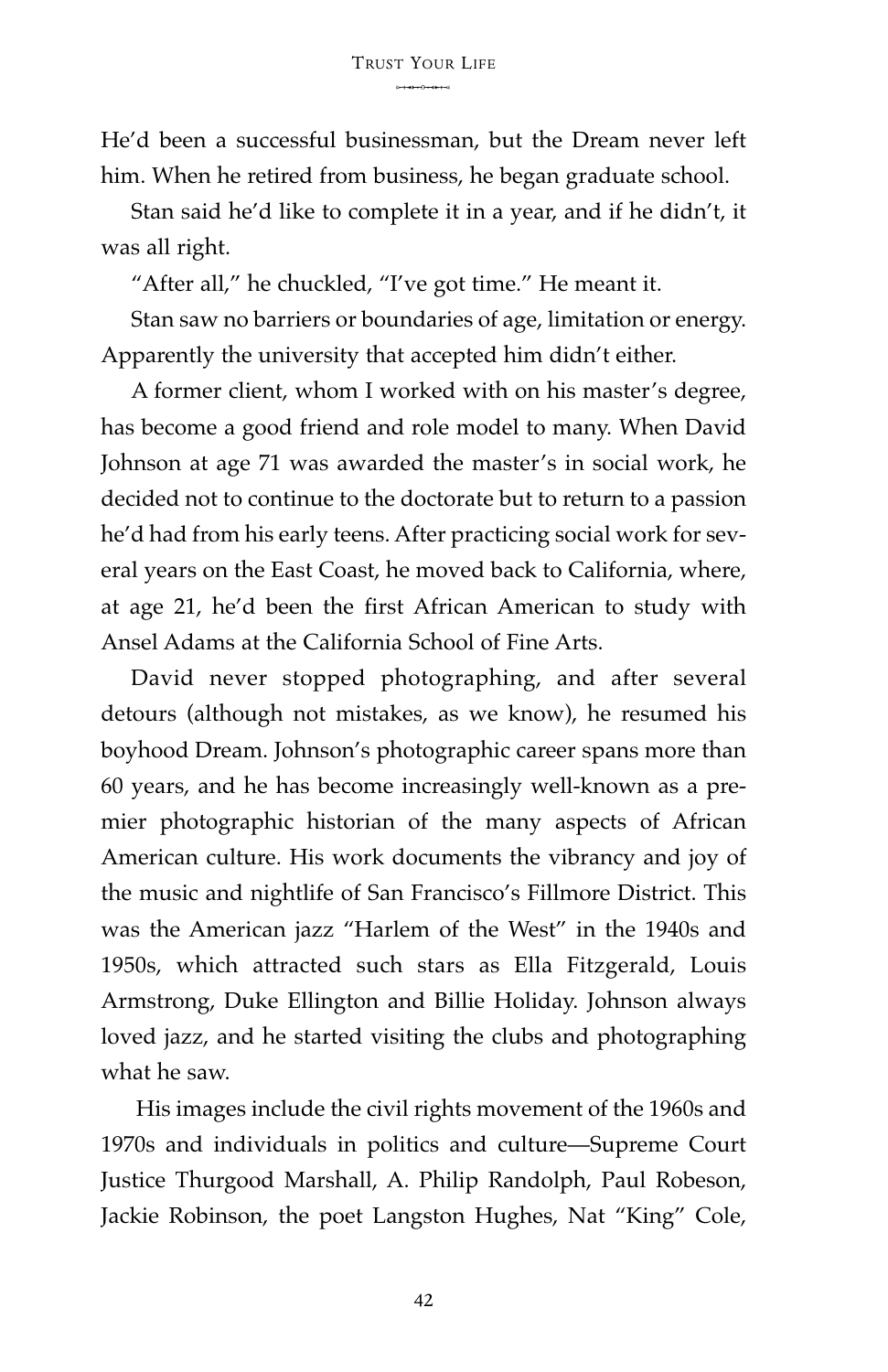He'd been a successful businessman, but the Dream never left him. When he retired from business, he began graduate school.

Stan said he'd like to complete it in a year, and if he didn't, it was all right.

"After all," he chuckled, "I've got time." He meant it.

Stan saw no barriers or boundaries of age, limitation or energy. Apparently the university that accepted him didn't either.

A former client, whom I worked with on his master's degree, has become a good friend and role model to many. When David Johnson at age 71 was awarded the master's in social work, he decided not to continue to the doctorate but to return to a passion he'd had from his early teens. After practicing social work for several years on the East Coast, he moved back to California, where, at age 21, he'd been the first African American to study with Ansel Adams at the California School of Fine Arts.

David never stopped photographing, and after several detours (although not mistakes, as we know), he resumed his boyhood Dream. Johnson's photographic career spans more than 60 years, and he has become increasingly well-known as a premier photographic historian of the many aspects of African American culture. His work documents the vibrancy and joy of the music and nightlife of San Francisco's Fillmore District. This was the American jazz "Harlem of the West" in the 1940s and 1950s, which attracted such stars as Ella Fitzgerald, Louis Armstrong, Duke Ellington and Billie Holiday. Johnson always loved jazz, and he started visiting the clubs and photographing what he saw.

His images include the civil rights movement of the 1960s and 1970s and individuals in politics and culture—Supreme Court Justice Thurgood Marshall, A. Philip Randolph, Paul Robeson, Jackie Robinson, the poet Langston Hughes, Nat "King" Cole,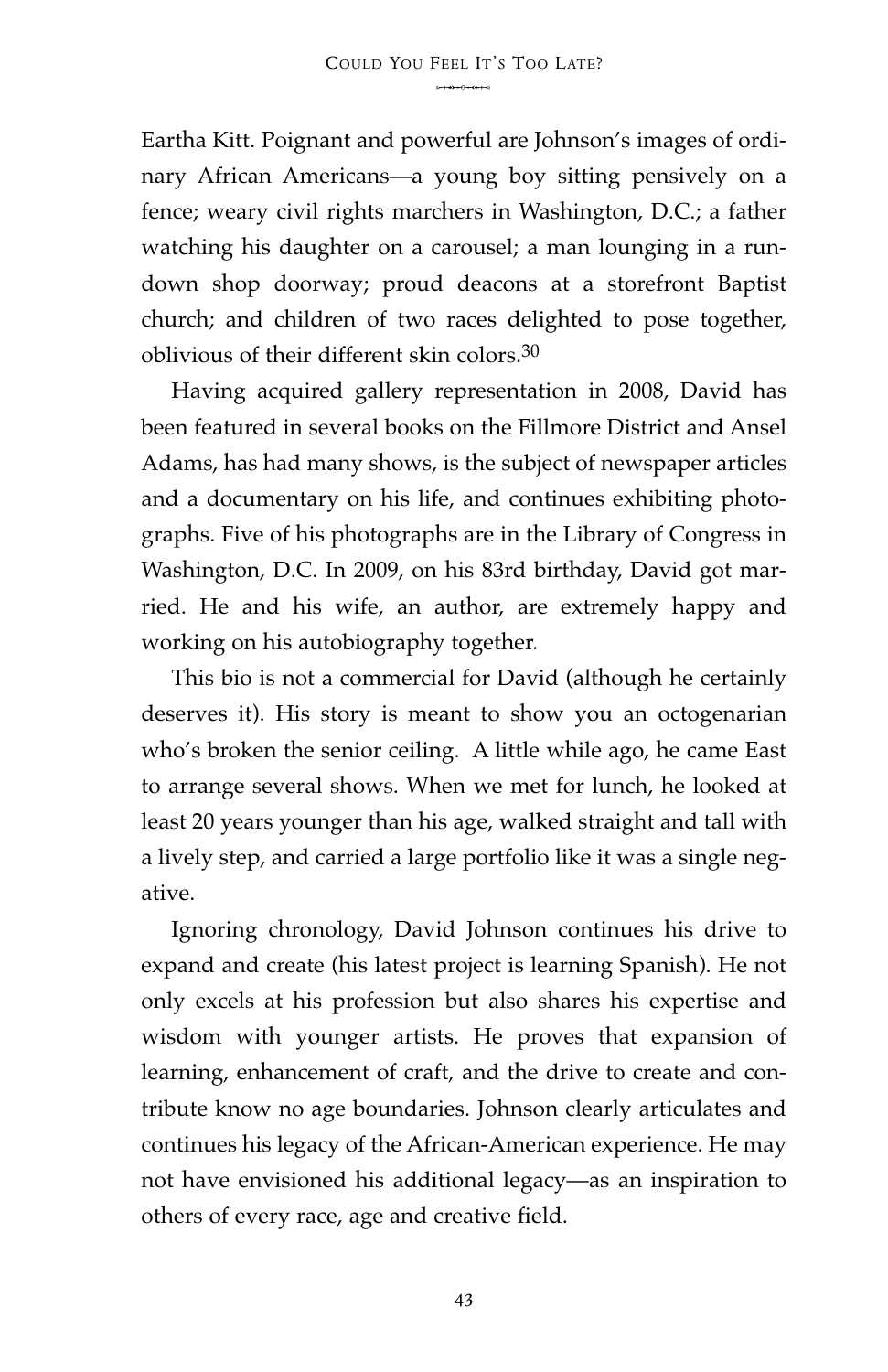Eartha Kitt. Poignant and powerful are Johnson's images of ordinary African Americans—a young boy sitting pensively on a fence; weary civil rights marchers in Washington, D.C.; a father watching his daughter on a carousel; a man lounging in a run-down shop doorway; proud deacons at a storefront Baptist church; and children of two races delighted to pose together, oblivious of their different skin colors.[30]

Having acquired gallery representation in 2008, David has been featured in several books on the Fillmore District and Ansel Adams, has had many shows, is the subject of newspaper articles and a documentary on his life, and continues exhibiting photographs. Five of his photographs are in the Library of Congress in Washington, D.C. In 2009, on his 83rd birthday, David got married. He and his wife, an author, are extremely happy and working on his autobiography together.

This bio is not a commercial for David (although he certainly deserves it). His story is meant to show you an octogenarian who's broken the senior ceiling. A little while ago, he came East to arrange several shows. When we met for lunch, he looked at least 20 years younger than his age, walked straight and tall with a lively step, and carried a large portfolio like it was a single negative.

Ignoring chronology, David Johnson continues his drive to expand and create (his latest project is learning Spanish). He not only excels at his profession but also shares his expertise and wisdom with younger artists. He proves that expansion of learning, enhancement of craft, and the drive to create and contribute know no age boundaries. Johnson clearly articulates and continues his legacy of the African-American experience. He may not have envisioned his additional legacy—as an inspiration to others of every race, age and creative field.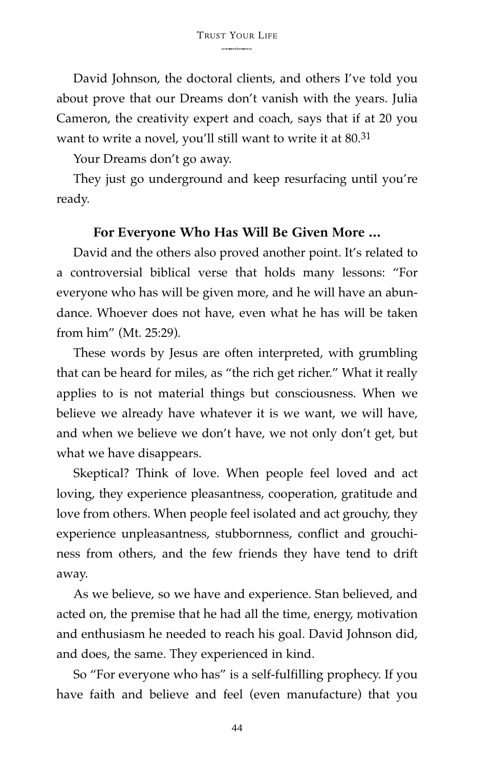David Johnson, the doctoral clients, and others I've told you about prove that our Dreams don't vanish with the years. Julia Cameron, the creativity expert and coach, says that if at 20 you want to write a novel, you'll still want to write it at 80.[31]

Your Dreams don't go away.

They just go underground and keep resurfacing until you're ready.

### For Everyone Who Has Will Be Given More …

David and the others also proved another point. It's related to a controversial biblical verse that holds many lessons: "For everyone who has will be given more, and he will have an abundance. Whoever does not have, even what he has will be taken from him" (Mt. 25:29).

These words by Jesus are often interpreted, with grumbling that can be heard for miles, as "the rich get richer." What it really applies to is not material things but consciousness. When we believe we already have whatever it is we want, we will have, and when we believe we don't have, we not only don't get, but what we have disappears.

Skeptical? Think of love. When people feel loved and act loving, they experience pleasantness, cooperation, gratitude and love from others. When people feel isolated and act grouchy, they experience unpleasantness, stubbornness, conflict and grouchiness from others, and the few friends they have tend to drift away.

As we believe, so we have and experience. Stan believed, and acted on, the premise that he had all the time, energy, motivation and enthusiasm he needed to reach his goal. David Johnson did, and does, the same. They experienced in kind.

So "For everyone who has" is a self-fulfilling prophecy. If you have faith and believe and feel (even manufacture) that you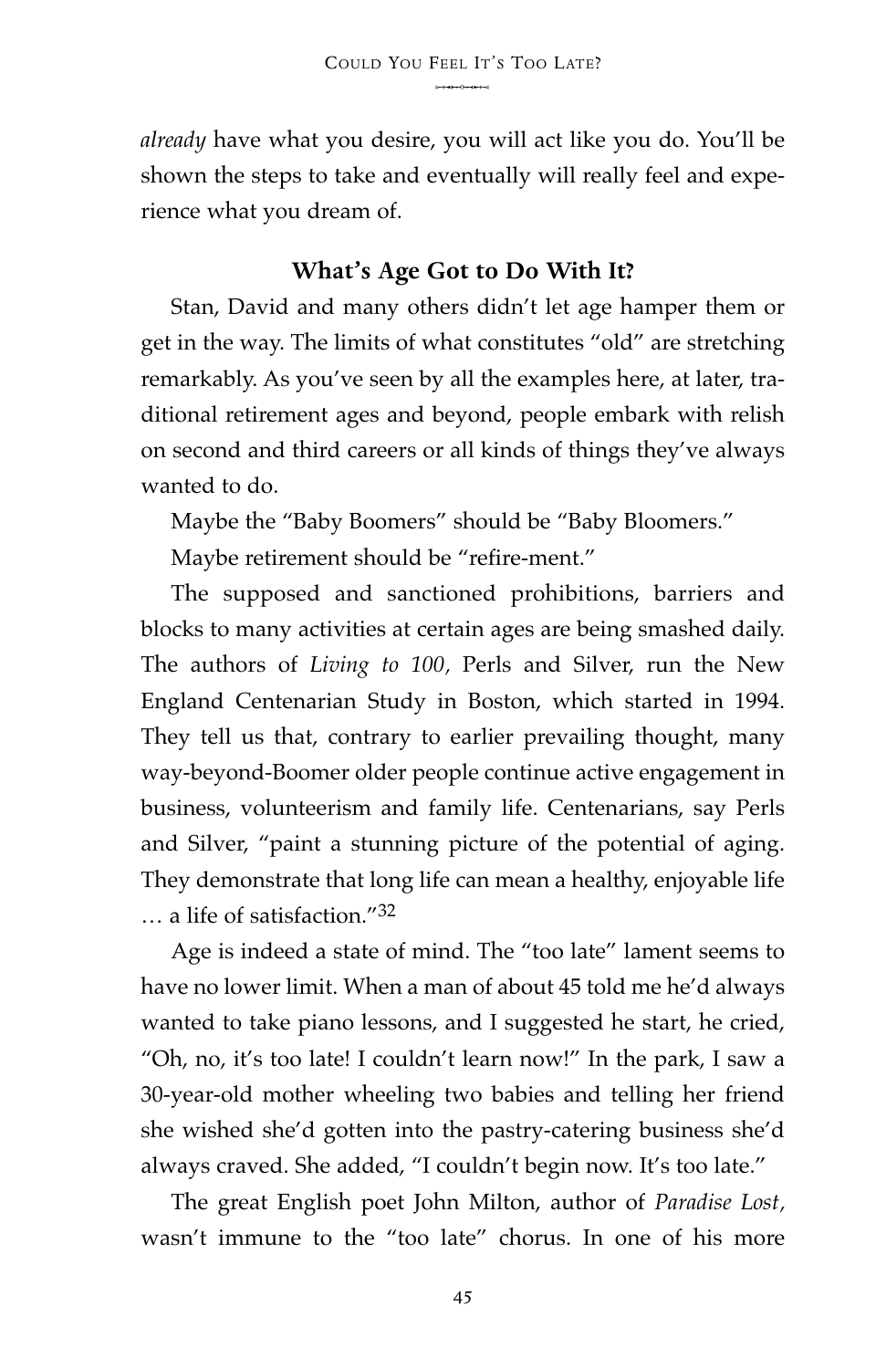*already* have what you desire, you will act like you do. You'll be shown the steps to take and eventually will really feel and experience what you dream of.

### What's Age Got to Do With It?

Stan, David and many others didn't let age hamper them or get in the way. The limits of what constitutes "old" are stretching remarkably. As you've seen by all the examples here, at later, traditional retirement ages and beyond, people embark with relish on second and third careers or all kinds of things they've always wanted to do.

Maybe the "Baby Boomers" should be "Baby Bloomers."

Maybe retirement should be "refire-ment."

The supposed and sanctioned prohibitions, barriers and blocks to many activities at certain ages are being smashed daily. The authors of *Living to 100,* Perls and Silver, run the New England Centenarian Study in Boston, which started in 1994. They tell us that, contrary to earlier prevailing thought, many way-beyond-Boomer older people continue active engagement in business, volunteerism and family life. Centenarians, say Perls and Silver, "paint a stunning picture of the potential of aging. They demonstrate that long life can mean a healthy, enjoyable life … a life of satisfaction."[32]

Age is indeed a state of mind. The "too late" lament seems to have no lower limit. When a man of about 45 told me he'd always wanted to take piano lessons, and I suggested he start, he cried, "Oh, no, it's too late! I couldn't learn now!" In the park, I saw a 30-year-old mother wheeling two babies and telling her friend she wished she'd gotten into the pastry-catering business she'd always craved. She added, "I couldn't begin now. It's too late."

The great English poet John Milton, author of *Paradise Lost*, wasn't immune to the "too late" chorus. In one of his more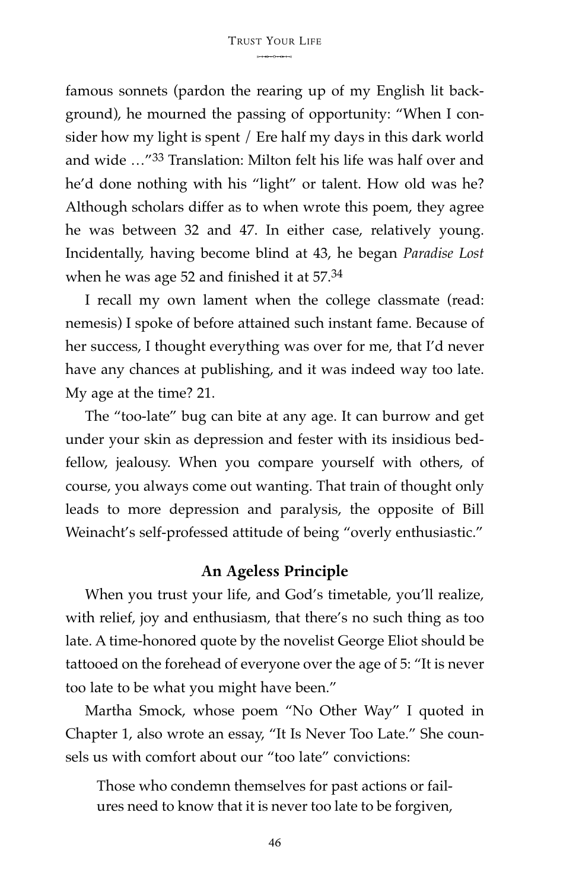famous sonnets (pardon the rearing up of my English lit background), he mourned the passing of opportunity: "When I consider how my light is spent / Ere half my days in this dark world and wide …"[33] Translation: Milton felt his life was half over and he'd done nothing with his "light" or talent. How old was he? Although scholars differ as to when wrote this poem, they agree he was between 32 and 47. In either case, relatively young. Incidentally, having become blind at 43, he began *Paradise Lost* when he was age 52 and finished it at 57.[34]

I recall my own lament when the college classmate (read: nemesis) I spoke of before attained such instant fame. Because of her success, I thought everything was over for me, that I'd never have any chances at publishing, and it was indeed way too late. My age at the time? 21.

The "too-late" bug can bite at any age. It can burrow and get under your skin as depression and fester with its insidious bedfellow, jealousy. When you compare yourself with others, of course, you always come out wanting. That train of thought only leads to more depression and paralysis, the opposite of Bill Weinacht's self-professed attitude of being "overly enthusiastic."

### An Ageless Principle

When you trust your life, and God's timetable, you'll realize, with relief, joy and enthusiasm, that there's no such thing as too late. A time-honored quote by the novelist George Eliot should be tattooed on the forehead of everyone over the age of 5: "It is never too late to be what you might have been."

Martha Smock, whose poem "No Other Way" I quoted in Chapter 1, also wrote an essay, "It Is Never Too Late." She counsels us with comfort about our "too late" convictions:

> Those who condemn themselves for past actions or failures need to know that it is never too late to be forgiven,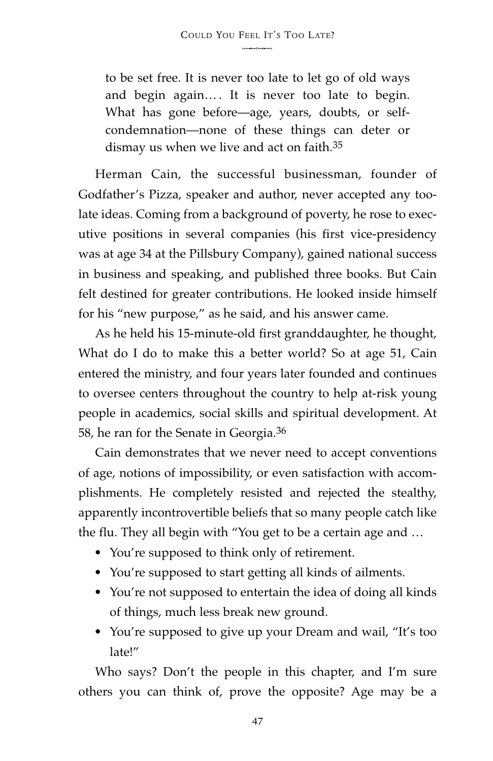> to be set free. It is never too late to let go of old ways and begin again.… It is never too late to begin. What has gone before—age, years, doubts, or self-condemnation—none of these things can deter or dismay us when we live and act on faith.[35]

Herman Cain, the successful businessman, founder of Godfather's Pizza, speaker and author, never accepted any too-late ideas. Coming from a background of poverty, he rose to executive positions in several companies (his first vice-presidency was at age 34 at the Pillsbury Company), gained national success in business and speaking, and published three books. But Cain felt destined for greater contributions. He looked inside himself for his "new purpose," as he said, and his answer came.

As he held his 15-minute-old first granddaughter, he thought, What do I do to make this a better world? So at age 51, Cain entered the ministry, and four years later founded and continues to oversee centers throughout the country to help at-risk young people in academics, social skills and spiritual development. At 58, he ran for the Senate in Georgia.[36]

Cain demonstrates that we never need to accept conventions of age, notions of impossibility, or even satisfaction with accomplishments. He completely resisted and rejected the stealthy, apparently incontrovertible beliefs that so many people catch like the flu. They all begin with "You get to be a certain age and …

- You're supposed to think only of retirement.
- You're supposed to start getting all kinds of ailments.
- You're not supposed to entertain the idea of doing all kinds of things, much less break new ground.
- You're supposed to give up your Dream and wail, "It's too late!"

Who says? Don't the people in this chapter, and I'm sure others you can think of, prove the opposite? Age may be a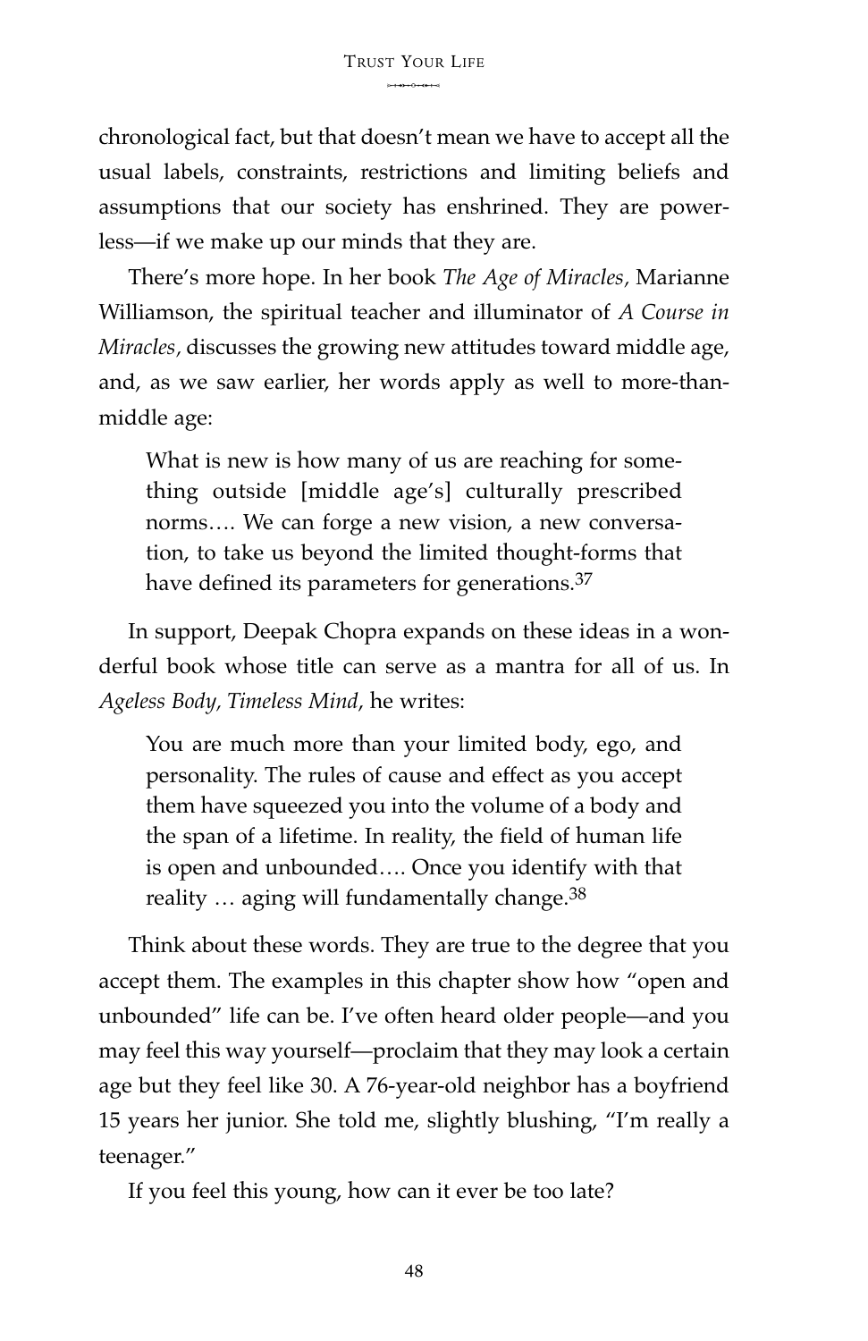chronological fact, but that doesn't mean we have to accept all the usual labels, constraints, restrictions and limiting beliefs and assumptions that our society has enshrined. They are powerless—if we make up our minds that they are.

There's more hope. In her book *The Age of Miracles,* Marianne Williamson, the spiritual teacher and illuminator of *A Course in Miracles*, discusses the growing new attitudes toward middle age, and, as we saw earlier, her words apply as well to more-than-middle age:

> What is new is how many of us are reaching for something outside [middle age's] culturally prescribed norms…. We can forge a new vision, a new conversation, to take us beyond the limited thought-forms that have defined its parameters for generations.[37]

In support, Deepak Chopra expands on these ideas in a wonderful book whose title can serve as a mantra for all of us. In *Ageless Body, Timeless Mind*, he writes:

> You are much more than your limited body, ego, and personality. The rules of cause and effect as you accept them have squeezed you into the volume of a body and the span of a lifetime. In reality, the field of human life is open and unbounded…. Once you identify with that reality … aging will fundamentally change.[38]

Think about these words. They are true to the degree that you accept them. The examples in this chapter show how "open and unbounded" life can be. I've often heard older people—and you may feel this way yourself—proclaim that they may look a certain age but they feel like 30. A 76-year-old neighbor has a boyfriend 15 years her junior. She told me, slightly blushing, "I'm really a teenager."

If you feel this young, how can it ever be too late?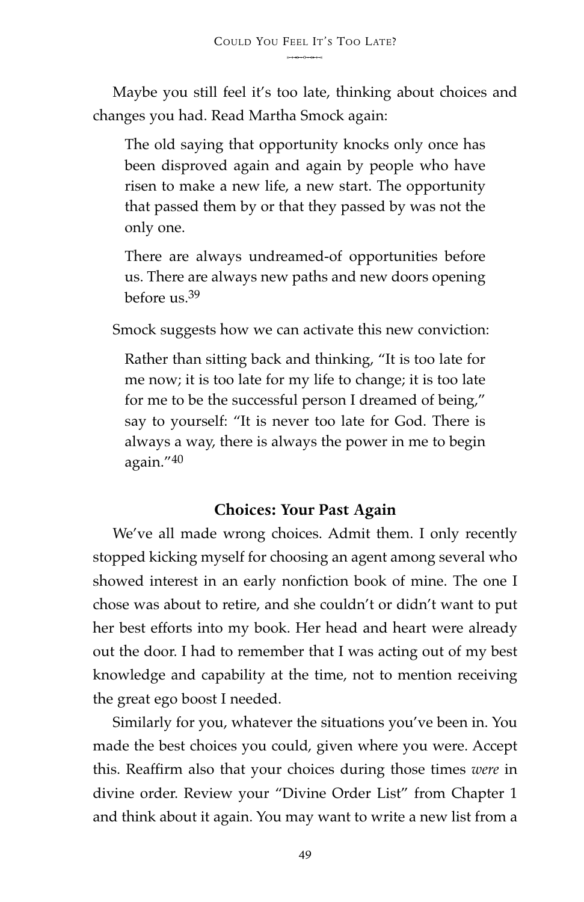Maybe you still feel it's too late, thinking about choices and changes you had. Read Martha Smock again:

> The old saying that opportunity knocks only once has been disproved again and again by people who have risen to make a new life, a new start. The opportunity that passed them by or that they passed by was not the only one.
>
> There are always undreamed-of opportunities before us. There are always new paths and new doors opening before us.[39]

Smock suggests how we can activate this new conviction:

> Rather than sitting back and thinking, "It is too late for me now; it is too late for my life to change; it is too late for me to be the successful person I dreamed of being," say to yourself: "It is never too late for God. There is always a way, there is always the power in me to begin again."[40]

### Choices: Your Past Again

We've all made wrong choices. Admit them. I only recently stopped kicking myself for choosing an agent among several who showed interest in an early nonfiction book of mine. The one I chose was about to retire, and she couldn't or didn't want to put her best efforts into my book. Her head and heart were already out the door. I had to remember that I was acting out of my best knowledge and capability at the time, not to mention receiving the great ego boost I needed.

Similarly for you, whatever the situations you've been in. You made the best choices you could, given where you were. Accept this. Reaffirm also that your choices during those times *were* in divine order. Review your "Divine Order List" from Chapter 1 and think about it again. You may want to write a new list from a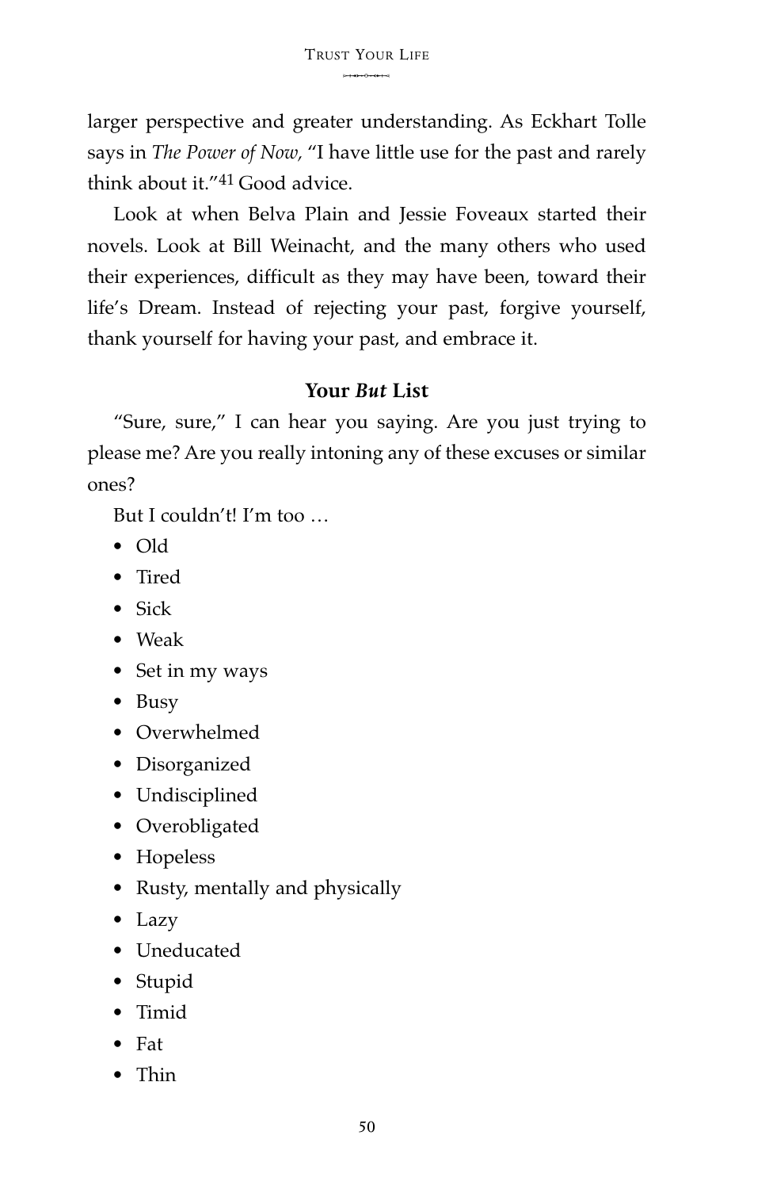larger perspective and greater understanding. As Eckhart Tolle says in *The Power of Now*, "I have little use for the past and rarely think about it."[41] Good advice.

Look at when Belva Plain and Jessie Foveaux started their novels. Look at Bill Weinacht, and the many others who used their experiences, difficult as they may have been, toward their life's Dream. Instead of rejecting your past, forgive yourself, thank yourself for having your past, and embrace it.

### Your *But* List

"Sure, sure," I can hear you saying. Are you just trying to please me? Are you really intoning any of these excuses or similar ones?

But I couldn't! I'm too …

- Old
- Tired
- Sick
- Weak
- Set in my ways
- Busy
- Overwhelmed
- Disorganized
- Undisciplined
- Overobligated
- Hopeless
- Rusty, mentally and physically
- Lazy
- Uneducated
- Stupid
- Timid
- Fat
- Thin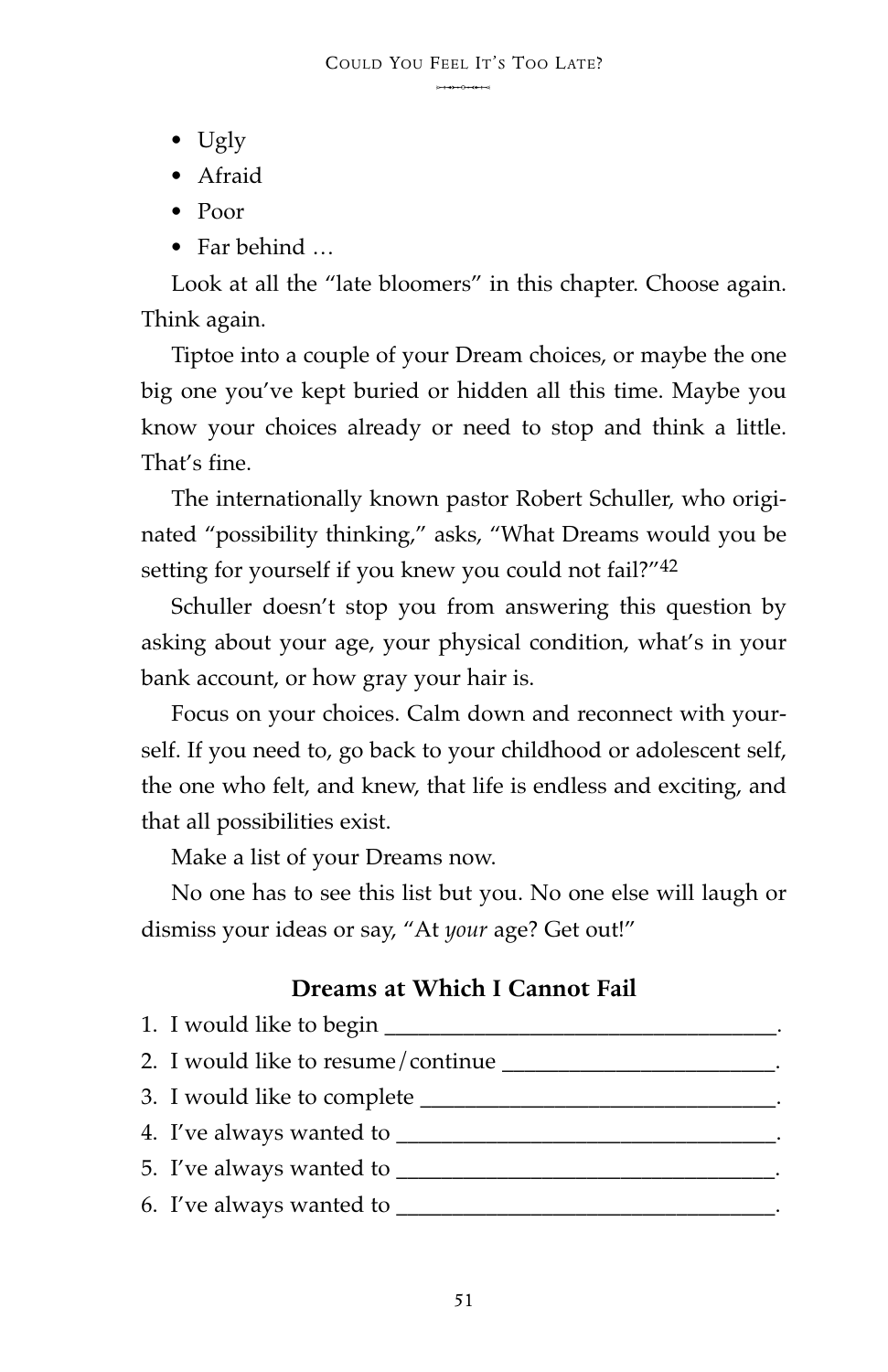- Ugly
- Afraid
- Poor
- Far behind …

Look at all the "late bloomers" in this chapter. Choose again. Think again.

Tiptoe into a couple of your Dream choices, or maybe the one big one you've kept buried or hidden all this time. Maybe you know your choices already or need to stop and think a little. That's fine.

The internationally known pastor Robert Schuller, who originated "possibility thinking," asks, "What Dreams would you be setting for yourself if you knew you could not fail?"[42]

Schuller doesn't stop you from answering this question by asking about your age, your physical condition, what's in your bank account, or how gray your hair is.

Focus on your choices. Calm down and reconnect with yourself. If you need to, go back to your childhood or adolescent self, the one who felt, and knew, that life is endless and exciting, and that all possibilities exist.

Make a list of your Dreams now.

No one has to see this list but you. No one else will laugh or dismiss your ideas or say, "At *your* age? Get out!"

### Dreams at Which I Cannot Fail

1. I would like to begin ________________________________.
2. I would like to resume/continue ______________________.
3. I would like to complete _____________________________.
4. I've always wanted to ________________________________.
5. I've always wanted to ________________________________.
6. I've always wanted to ________________________________.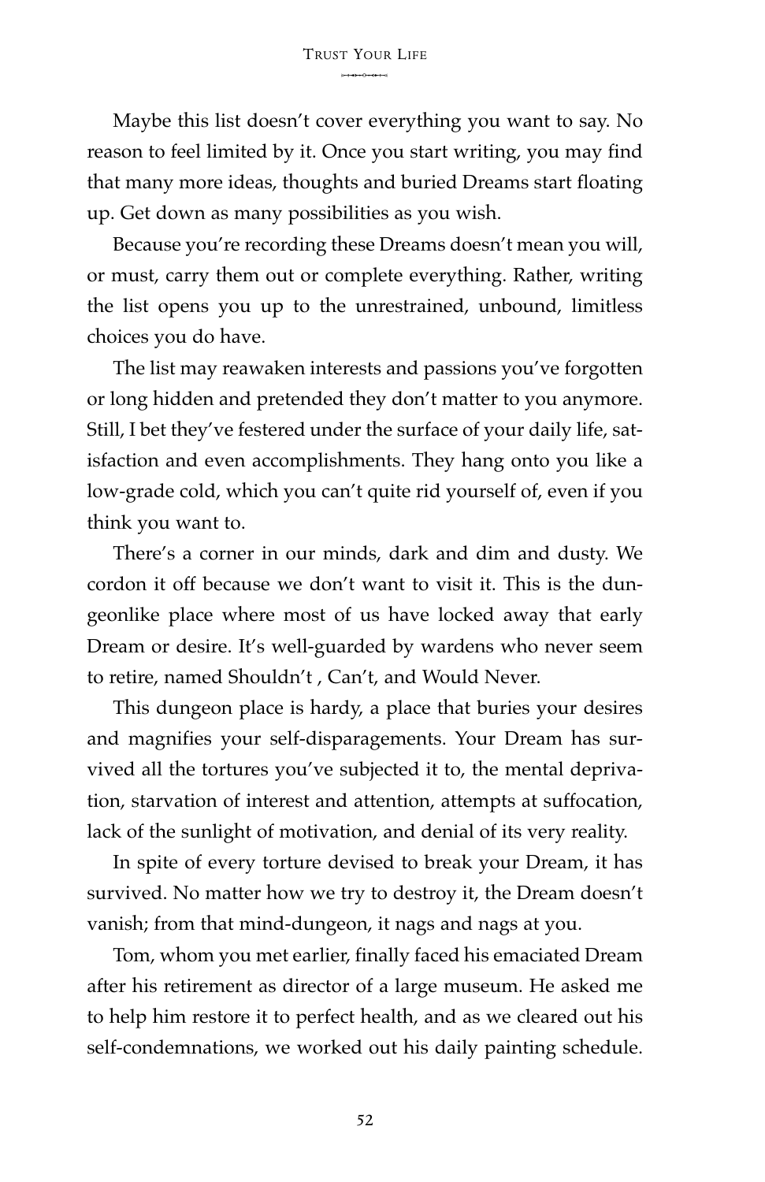Maybe this list doesn't cover everything you want to say. No reason to feel limited by it. Once you start writing, you may find that many more ideas, thoughts and buried Dreams start floating up. Get down as many possibilities as you wish.

Because you're recording these Dreams doesn't mean you will, or must, carry them out or complete everything. Rather, writing the list opens you up to the unrestrained, unbound, limitless choices you do have.

The list may reawaken interests and passions you've forgotten or long hidden and pretended they don't matter to you anymore. Still, I bet they've festered under the surface of your daily life, satisfaction and even accomplishments. They hang onto you like a low-grade cold, which you can't quite rid yourself of, even if you think you want to.

There's a corner in our minds, dark and dim and dusty. We cordon it off because we don't want to visit it. This is the dungeonlike place where most of us have locked away that early Dream or desire. It's well-guarded by wardens who never seem to retire, named Shouldn't , Can't, and Would Never.

This dungeon place is hardy, a place that buries your desires and magnifies your self-disparagements. Your Dream has survived all the tortures you've subjected it to, the mental deprivation, starvation of interest and attention, attempts at suffocation, lack of the sunlight of motivation, and denial of its very reality.

In spite of every torture devised to break your Dream, it has survived. No matter how we try to destroy it, the Dream doesn't vanish; from that mind-dungeon, it nags and nags at you.

Tom, whom you met earlier, finally faced his emaciated Dream after his retirement as director of a large museum. He asked me to help him restore it to perfect health, and as we cleared out his self-condemnations, we worked out his daily painting schedule.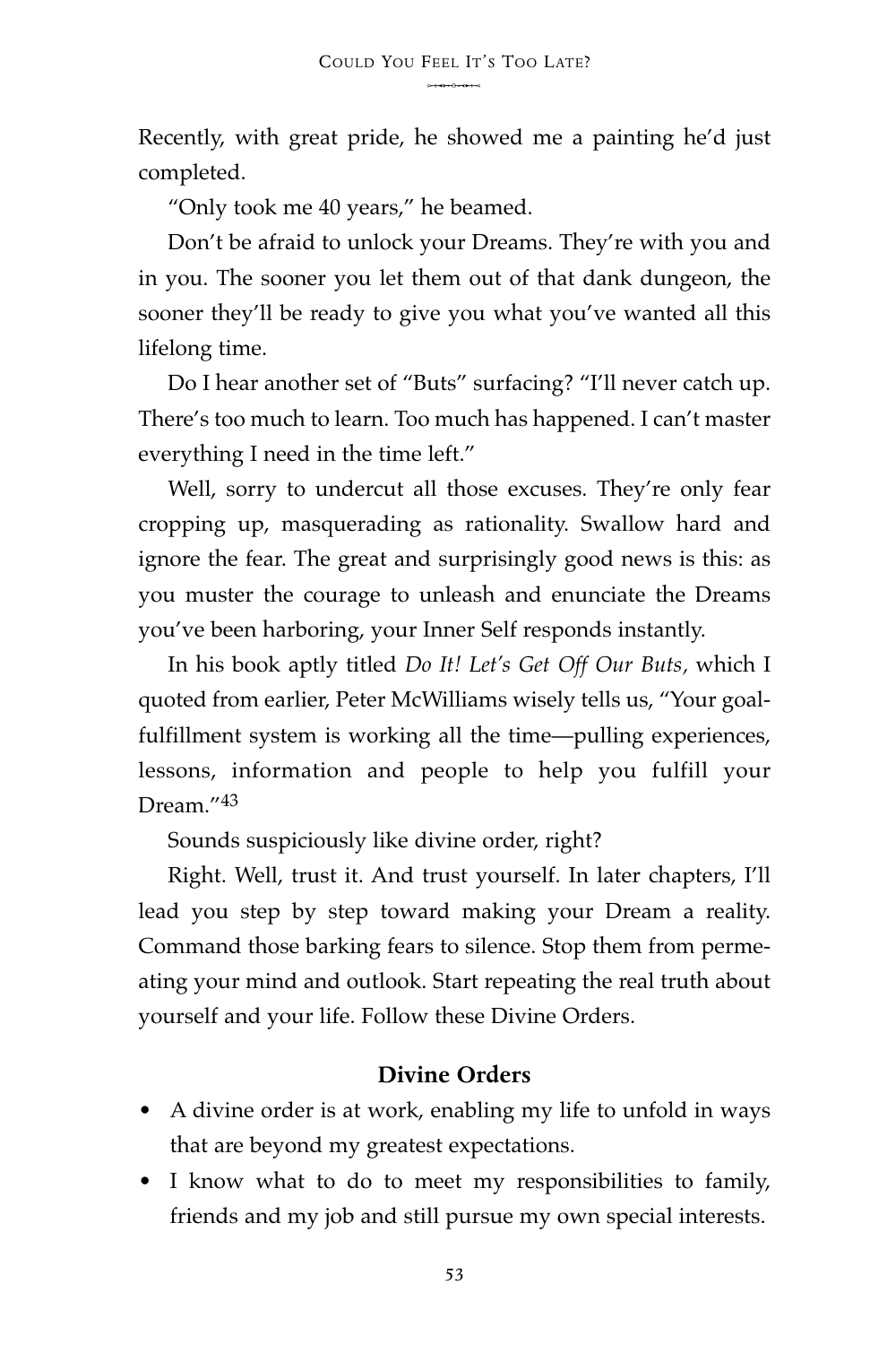Recently, with great pride, he showed me a painting he'd just completed.

"Only took me 40 years," he beamed.

Don't be afraid to unlock your Dreams. They're with you and in you. The sooner you let them out of that dank dungeon, the sooner they'll be ready to give you what you've wanted all this lifelong time.

Do I hear another set of "Buts" surfacing? "I'll never catch up. There's too much to learn. Too much has happened. I can't master everything I need in the time left."

Well, sorry to undercut all those excuses. They're only fear cropping up, masquerading as rationality. Swallow hard and ignore the fear. The great and surprisingly good news is this: as you muster the courage to unleash and enunciate the Dreams you've been harboring, your Inner Self responds instantly.

In his book aptly titled *Do It! Let's Get Off Our Buts,* which I quoted from earlier, Peter McWilliams wisely tells us, "Your goal-fulfillment system is working all the time—pulling experiences, lessons, information and people to help you fulfill your Dream."[43]

Sounds suspiciously like divine order, right?

Right. Well, trust it. And trust yourself. In later chapters, I'll lead you step by step toward making your Dream a reality. Command those barking fears to silence. Stop them from permeating your mind and outlook. Start repeating the real truth about yourself and your life. Follow these Divine Orders.

### Divine Orders

- A divine order is at work, enabling my life to unfold in ways that are beyond my greatest expectations.
- I know what to do to meet my responsibilities to family, friends and my job and still pursue my own special interests.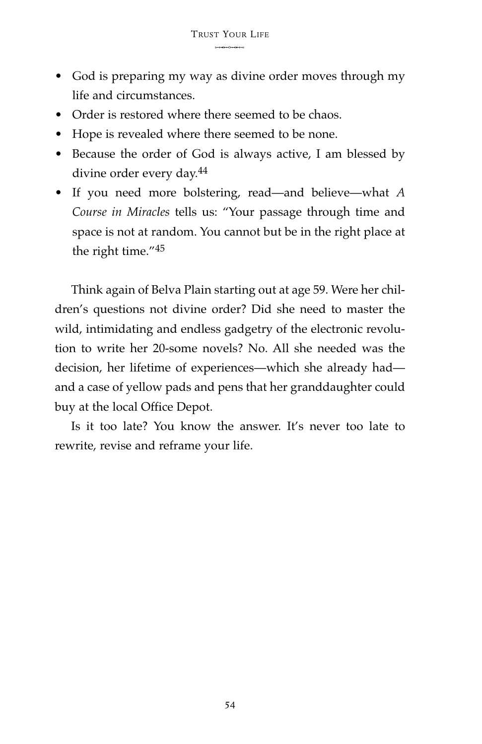- God is preparing my way as divine order moves through my life and circumstances.
- Order is restored where there seemed to be chaos.
- Hope is revealed where there seemed to be none.
- Because the order of God is always active, I am blessed by divine order every day.[44]
- If you need more bolstering, read—and believe—what *A Course in Miracles* tells us: "Your passage through time and space is not at random. You cannot but be in the right place at the right time."[45]

Think again of Belva Plain starting out at age 59. Were her children's questions not divine order? Did she need to master the wild, intimidating and endless gadgetry of the electronic revolution to write her 20-some novels? No. All she needed was the decision, her lifetime of experiences—which she already had—and a case of yellow pads and pens that her granddaughter could buy at the local Office Depot.

Is it too late? You know the answer. It's never too late to rewrite, revise and reframe your life.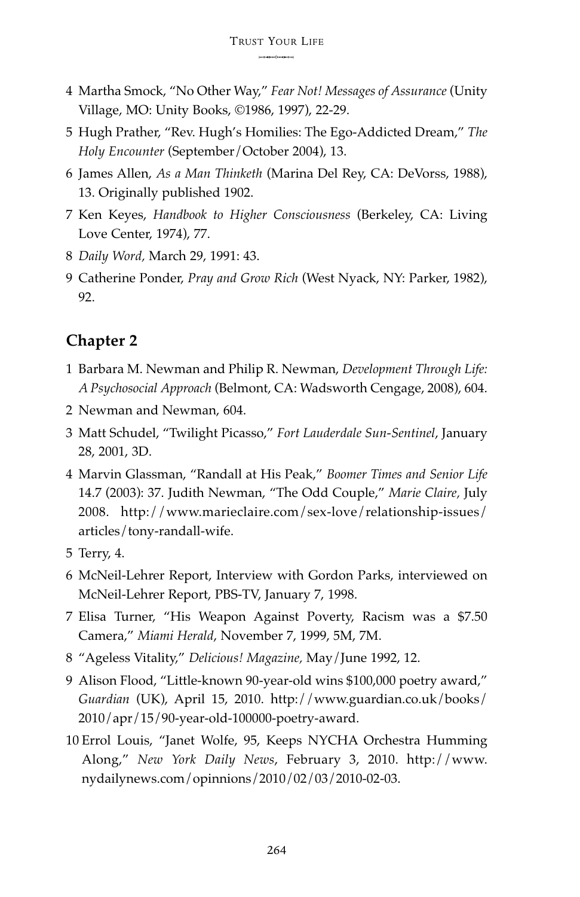4 Martha Smock, "No Other Way," *Fear Not! Messages of Assurance* (Unity Village, MO: Unity Books, ©1986, 1997), 22-29.

5 Hugh Prather, "Rev. Hugh's Homilies: The Ego-Addicted Dream," *The Holy Encounter* (September/October 2004), 13.

6 James Allen, *As a Man Thinketh* (Marina Del Rey, CA: DeVorss, 1988), 13. Originally published 1902.

7 Ken Keyes, *Handbook to Higher Consciousness* (Berkeley, CA: Living Love Center, 1974), 77.

8 *Daily Word,* March 29, 1991: 43.

9 Catherine Ponder, *Pray and Grow Rich* (West Nyack, NY: Parker, 1982), 92.

## Chapter 2

1 Barbara M. Newman and Philip R. Newman, *Development Through Life: A Psychosocial Approach* (Belmont, CA: Wadsworth Cengage, 2008), 604.

2 Newman and Newman, 604.

3 Matt Schudel, "Twilight Picasso," *Fort Lauderdale Sun-Sentinel*, January 28, 2001, 3D.

4 Marvin Glassman, "Randall at His Peak," *Boomer Times and Senior Life* 14.7 (2003): 37. Judith Newman, "The Odd Couple," *Marie Claire,* July 2008. http://www.marieclaire.com/sex-love/relationship-issues/articles/tony-randall-wife.

5 Terry, 4.

6 McNeil-Lehrer Report, Interview with Gordon Parks, interviewed on McNeil-Lehrer Report, PBS-TV, January 7, 1998.

7 Elisa Turner, "His Weapon Against Poverty, Racism was a $7.50 Camera," *Miami Herald*, November 7, 1999, 5M, 7M.

8 "Ageless Vitality," *Delicious! Magazine,* May/June 1992, 12.

9 Alison Flood, "Little-known 90-year-old wins $100,000 poetry award," *Guardian* (UK), April 15, 2010. http://www.guardian.co.uk/books/2010/apr/15/90-year-old-100000-poetry-award.

10 Errol Louis, "Janet Wolfe, 95, Keeps NYCHA Orchestra Humming Along," *New York Daily News*, February 3, 2010. http://www.nydailynews.com/opinnions/2010/02/03/2010-02-03.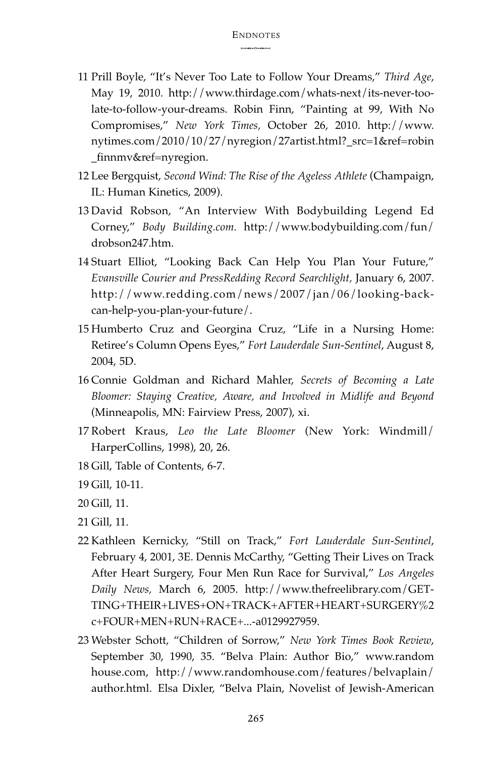11 Prill Boyle, "It's Never Too Late to Follow Your Dreams," *Third Age*, May 19, 2010. http://www.thirdage.com/whats-next/its-never-too-late-to-follow-your-dreams. Robin Finn, "Painting at 99, With No Compromises," *New York Times,* October 26, 2010. http://www.nytimes.com/2010/10/27/nyregion/27artist.html?_src=1&ref=robin_finnmv&ref=nyregion.

12 Lee Bergquist, *Second Wind: The Rise of the Ageless Athlete* (Champaign, IL: Human Kinetics, 2009).

13 David Robson, "An Interview With Bodybuilding Legend Ed Corney," *Body Building.com.* http://www.bodybuilding.com/fun/drobson247.htm.

14 Stuart Elliot, "Looking Back Can Help You Plan Your Future," *Evansville Courier and PressRedding Record Searchlight,* January 6, 2007. http://www.redding.com/news/2007/jan/06/looking-back-can-help-you-plan-your-future/.

15 Humberto Cruz and Georgina Cruz, "Life in a Nursing Home: Retiree's Column Opens Eyes," *Fort Lauderdale Sun-Sentinel*, August 8, 2004, 5D.

16 Connie Goldman and Richard Mahler, *Secrets of Becoming a Late Bloomer: Staying Creative, Aware, and Involved in Midlife and Beyond* (Minneapolis, MN: Fairview Press, 2007), xi.

17 Robert Kraus, *Leo the Late Bloomer* (New York: Windmill/HarperCollins, 1998), 20, 26.

18 Gill, Table of Contents, 6-7.

19 Gill, 10-11.

20 Gill, 11.

21 Gill, 11.

22 Kathleen Kernicky, "Still on Track," *Fort Lauderdale Sun-Sentinel*, February 4, 2001, 3E. Dennis McCarthy, "Getting Their Lives on Track After Heart Surgery, Four Men Run Race for Survival," *Los Angeles Daily News,* March 6, 2005. http://www.thefreelibrary.com/GETTING+THEIR+LIVES+ON+TRACK+AFTER+HEART+SURGERY%2c+FOUR+MEN+RUN+RACE+...-a0129927959.

23 Webster Schott, "Children of Sorrow," *New York Times Book Review*, September 30, 1990, 35. "Belva Plain: Author Bio," www.randomhouse.com, http://www.randomhouse.com/features/belvaplain/author.html. Elsa Dixler, "Belva Plain, Novelist of Jewish-American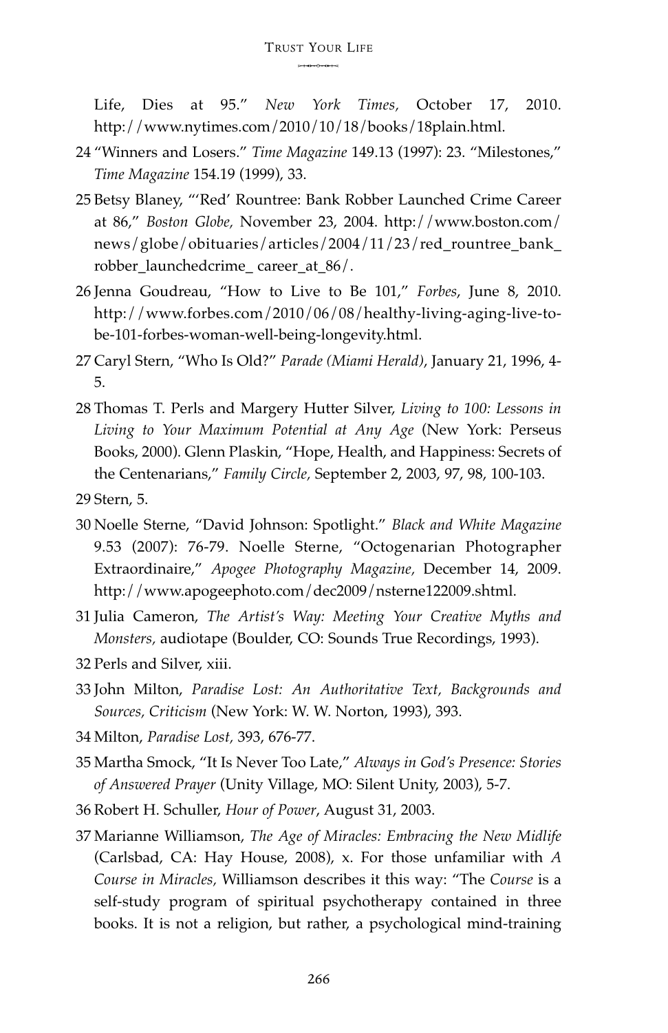Life, Dies at 95." *New York Times*, October 17, 2010. http://www.nytimes.com/2010/10/18/books/18plain.html.

24 "Winners and Losers." *Time Magazine* 149.13 (1997): 23. "Milestones," *Time Magazine* 154.19 (1999), 33.

25 Betsy Blaney, "'Red' Rountree: Bank Robber Launched Crime Career at 86," *Boston Globe*, November 23, 2004. http://www.boston.com/news/globe/obituaries/articles/2004/11/23/red_rountree_bank_robber_launchedcrime_ career_at_86/.

26 Jenna Goudreau, "How to Live to Be 101," *Forbes*, June 8, 2010. http://www.forbes.com/2010/06/08/healthy-living-aging-live-to-be-101-forbes-woman-well-being-longevity.html.

27 Caryl Stern, "Who Is Old?" *Parade (Miami Herald)*, January 21, 1996, 4-5.

28 Thomas T. Perls and Margery Hutter Silver, *Living to 100: Lessons in Living to Your Maximum Potential at Any Age* (New York: Perseus Books, 2000). Glenn Plaskin, "Hope, Health, and Happiness: Secrets of the Centenarians," *Family Circle*, September 2, 2003, 97, 98, 100-103.

29 Stern, 5.

30 Noelle Sterne, "David Johnson: Spotlight." *Black and White Magazine* 9.53 (2007): 76-79. Noelle Sterne, "Octogenarian Photographer Extraordinaire," *Apogee Photography Magazine*, December 14, 2009. http://www.apogeephoto.com/dec2009/nsterne122009.shtml.

31 Julia Cameron, *The Artist's Way: Meeting Your Creative Myths and Monsters*, audiotape (Boulder, CO: Sounds True Recordings, 1993).

32 Perls and Silver, xiii.

33 John Milton, *Paradise Lost: An Authoritative Text, Backgrounds and Sources, Criticism* (New York: W. W. Norton, 1993), 393.

34 Milton, *Paradise Lost*, 393, 676-77.

35 Martha Smock, "It Is Never Too Late," *Always in God's Presence: Stories of Answered Prayer* (Unity Village, MO: Silent Unity, 2003), 5-7.

36 Robert H. Schuller, *Hour of Power*, August 31, 2003.

37 Marianne Williamson, *The Age of Miracles: Embracing the New Midlife* (Carlsbad, CA: Hay House, 2008), x. For those unfamiliar with *A Course in Miracles*, Williamson describes it this way: "The *Course* is a self-study program of spiritual psychotherapy contained in three books. It is not a religion, but rather, a psychological mind-training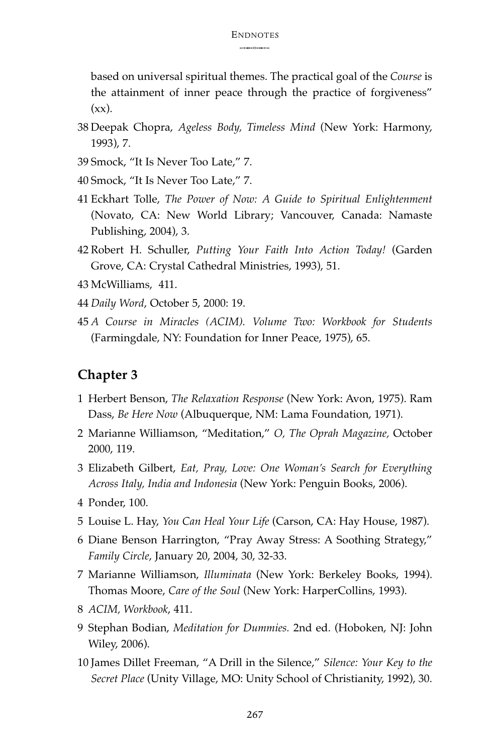based on universal spiritual themes. The practical goal of the *Course* is the attainment of inner peace through the practice of forgiveness" (xx).

38 Deepak Chopra, *Ageless Body, Timeless Mind* (New York: Harmony, 1993), 7.

39 Smock, "It Is Never Too Late," 7.

40 Smock, "It Is Never Too Late," 7.

41 Eckhart Tolle, *The Power of Now: A Guide to Spiritual Enlightenment* (Novato, CA: New World Library; Vancouver, Canada: Namaste Publishing, 2004), 3.

42 Robert H. Schuller, *Putting Your Faith Into Action Today!* (Garden Grove, CA: Crystal Cathedral Ministries, 1993), 51.

43 McWilliams, 411.

44 *Daily Word*, October 5, 2000: 19.

45 *A Course in Miracles (ACIM). Volume Two: Workbook for Students* (Farmingdale, NY: Foundation for Inner Peace, 1975), 65.

## Chapter 3

1 Herbert Benson, *The Relaxation Response* (New York: Avon, 1975). Ram Dass, *Be Here Now* (Albuquerque, NM: Lama Foundation, 1971).

2 Marianne Williamson, "Meditation," *O, The Oprah Magazine,* October 2000, 119.

3 Elizabeth Gilbert, *Eat, Pray, Love: One Woman's Search for Everything Across Italy, India and Indonesia* (New York: Penguin Books, 2006).

4 Ponder, 100.

5 Louise L. Hay, *You Can Heal Your Life* (Carson, CA: Hay House, 1987).

6 Diane Benson Harrington, "Pray Away Stress: A Soothing Strategy," *Family Circle*, January 20, 2004, 30, 32-33.

7 Marianne Williamson, *Illuminata* (New York: Berkeley Books, 1994). Thomas Moore, *Care of the Soul* (New York: HarperCollins, 1993).

8 *ACIM, Workbook*, 411.

9 Stephan Bodian, *Meditation for Dummies.* 2nd ed. (Hoboken, NJ: John Wiley, 2006).

10 James Dillet Freeman, "A Drill in the Silence," *Silence: Your Key to the Secret Place* (Unity Village, MO: Unity School of Christianity, 1992), 30.